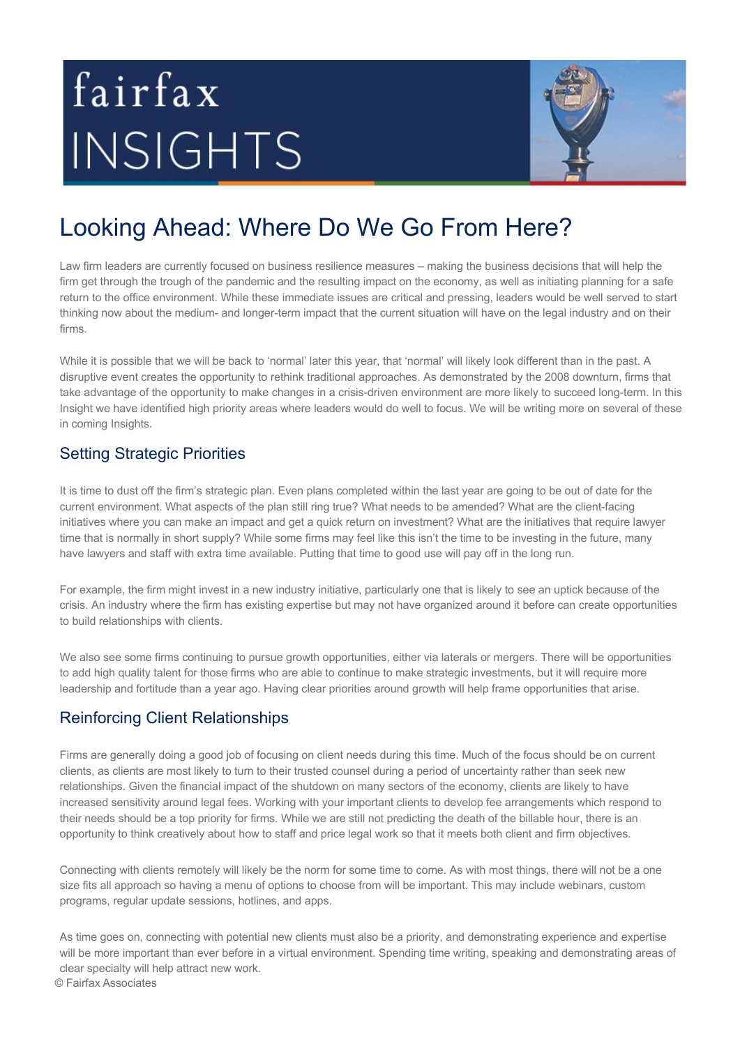# Looking Ahead: Where Do We Go From Here?

Law firm leaders are currently focused on business resilience measures – making the business decisions that will help the firm get through the trough of the pandemic and the resulting impact on the economy, as well as initiating planning for a safe return to the office environment. While these immediate issues are critical and pressing, leaders would be well served to start thinking now about the medium- and longer-term impact that the current situation will have on the legal industry and on their firms.

While it is possible that we will be back to 'normal' later this year, that 'normal' will likely look different than in the past. A disruptive event creates the opportunity to rethink traditional approaches. As demonstrated by the 2008 downturn, firms that take advantage of the opportunity to make changes in a crisis-driven environment are more likely to succeed long-term. In this Insight we have identified high priority areas where leaders would do well to focus. We will be writing more on several of these in coming Insights.

## Setting Strategic Priorities

It is time to dust off the firm's strategic plan. Even plans completed within the last year are going to be out of date for the current environment. What aspects of the plan still ring true? What needs to be amended? What are the client-facing initiatives where you can make an impact and get a quick return on investment? What are the initiatives that require lawyer time that is normally in short supply? While some firms may feel like this isn't the time to be investing in the future, many have lawyers and staff with extra time available. Putting that time to good use will pay off in the long run.

For example, the firm might invest in a new industry initiative, particularly one that is likely to see an uptick because of the crisis. An industry where the firm has existing expertise but may not have organized around it before can create opportunities to build relationships with clients.

We also see some firms continuing to pursue growth opportunities, either via laterals or mergers. There will be opportunities to add high quality talent for those firms who are able to continue to make strategic investments, but it will require more leadership and fortitude than a year ago. Having clear priorities around growth will help frame opportunities that arise.

## Reinforcing Client Relationships

Firms are generally doing a good job of focusing on client needs during this time. Much of the focus should be on current clients, as clients are most likely to turn to their trusted counsel during a period of uncertainty rather than seek new relationships. Given the financial impact of the shutdown on many sectors of the economy, clients are likely to have increased sensitivity around legal fees. Working with your important clients to develop fee arrangements which respond to their needs should be a top priority for firms. While we are still not predicting the death of the billable hour, there is an opportunity to think creatively about how to staff and price legal work so that it meets both client and firm objectives.

Connecting with clients remotely will likely be the norm for some time to come. As with most things, there will not be a one size fits all approach so having a menu of options to choose from will be important. This may include webinars, custom programs, regular update sessions, hotlines, and apps.

As time goes on, connecting with potential new clients must also be a priority, and demonstrating experience and expertise will be more important than ever before in a virtual environment. Spending time writing, speaking and demonstrating areas of clear specialty will help attract new work.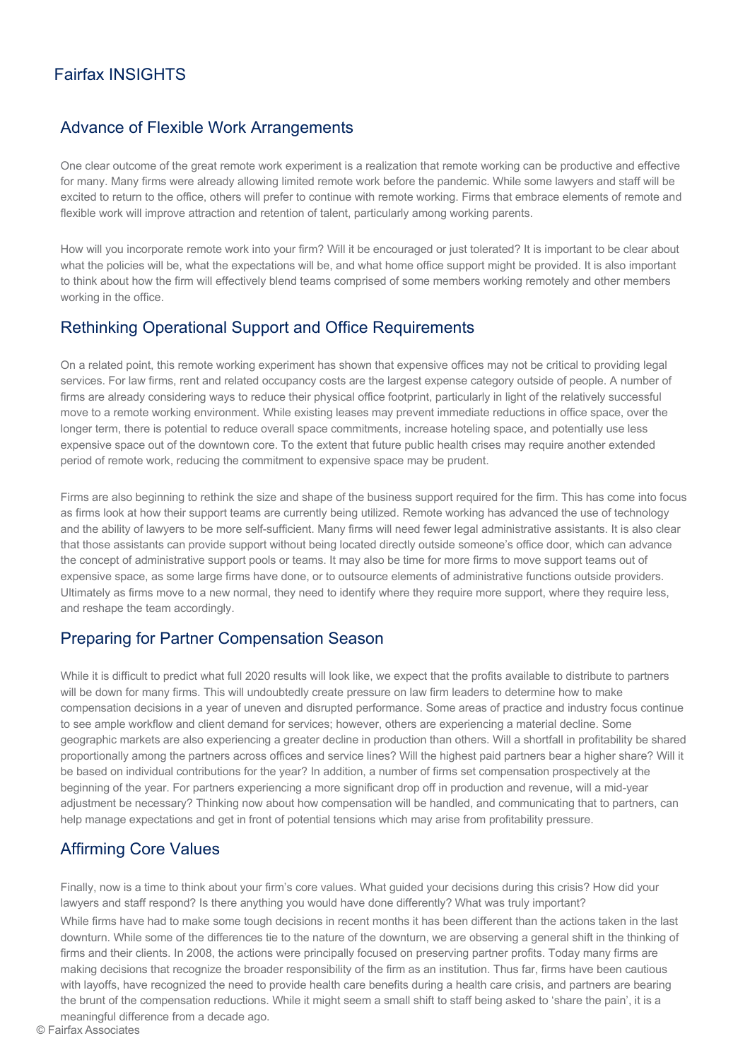## Advance of Flexible Work Arrangements

One clear outcome of the great remote work experiment is a realization that remote working can be productive and effective for many. Many firms were already allowing limited remote work before the pandemic. While some lawyers and staff will be excited to return to the office, others will prefer to continue with remote working. Firms that embrace elements of remote and flexible work will improve attraction and retention of talent, particularly among working parents.

How will you incorporate remote work into your firm? Will it be encouraged or just tolerated? It is important to be clear about what the policies will be, what the expectations will be, and what home office support might be provided. It is also important to think about how the firm will effectively blend teams comprised of some members working remotely and other members working in the office.

## Rethinking Operational Support and Office Requirements

On a related point, this remote working experiment has shown that expensive offices may not be critical to providing legal services. For law firms, rent and related occupancy costs are the largest expense category outside of people. A number of firms are already considering ways to reduce their physical office footprint, particularly in light of the relatively successful move to a remote working environment. While existing leases may prevent immediate reductions in office space, over the longer term, there is potential to reduce overall space commitments, increase hoteling space, and potentially use less expensive space out of the downtown core. To the extent that future public health crises may require another extended period of remote work, reducing the commitment to expensive space may be prudent.

Firms are also beginning to rethink the size and shape of the business support required for the firm. This has come into focus as firms look at how their support teams are currently being utilized. Remote working has advanced the use of technology and the ability of lawyers to be more self-sufficient. Many firms will need fewer legal administrative assistants. It is also clear that those assistants can provide support without being located directly outside someone's office door, which can advance the concept of administrative support pools or teams. It may also be time for more firms to move support teams out of expensive space, as some large firms have done, or to outsource elements of administrative functions outside providers. Ultimately as firms move to a new normal, they need to identify where they require more support, where they require less, and reshape the team accordingly.

## Preparing for Partner Compensation Season

While it is difficult to predict what full 2020 results will look like, we expect that the profits available to distribute to partners will be down for many firms. This will undoubtedly create pressure on law firm leaders to determine how to make compensation decisions in a year of uneven and disrupted performance. Some areas of practice and industry focus continue to see ample workflow and client demand for services; however, others are experiencing a material decline. Some geographic markets are also experiencing a greater decline in production than others. Will a shortfall in profitability be shared proportionally among the partners across offices and service lines? Will the highest paid partners bear a higher share? Will it be based on individual contributions for the year? In addition, a number of firms set compensation prospectively at the beginning of the year. For partners experiencing a more significant drop off in production and revenue, will a mid-year adjustment be necessary? Thinking now about how compensation will be handled, and communicating that to partners, can help manage expectations and get in front of potential tensions which may arise from profitability pressure.

## Affirming Core Values

Finally, now is a time to think about your firm's core values. What guided your decisions during this crisis? How did your lawyers and staff respond? Is there anything you would have done differently? What was truly important?

While firms have had to make some tough decisions in recent months it has been different than the actions taken in the last downturn. While some of the differences tie to the nature of the downturn, we are observing a general shift in the thinking of firms and their clients. In 2008, the actions were principally focused on preserving partner profits. Today many firms are making decisions that recognize the broader responsibility of the firm as an institution. Thus far, firms have been cautious with layoffs, have recognized the need to provide health care benefits during a health care crisis, and partners are bearing the brunt of the compensation reductions. While it might seem a small shift to staff being asked to 'share the pain', it is a meaningful difference from a decade ago.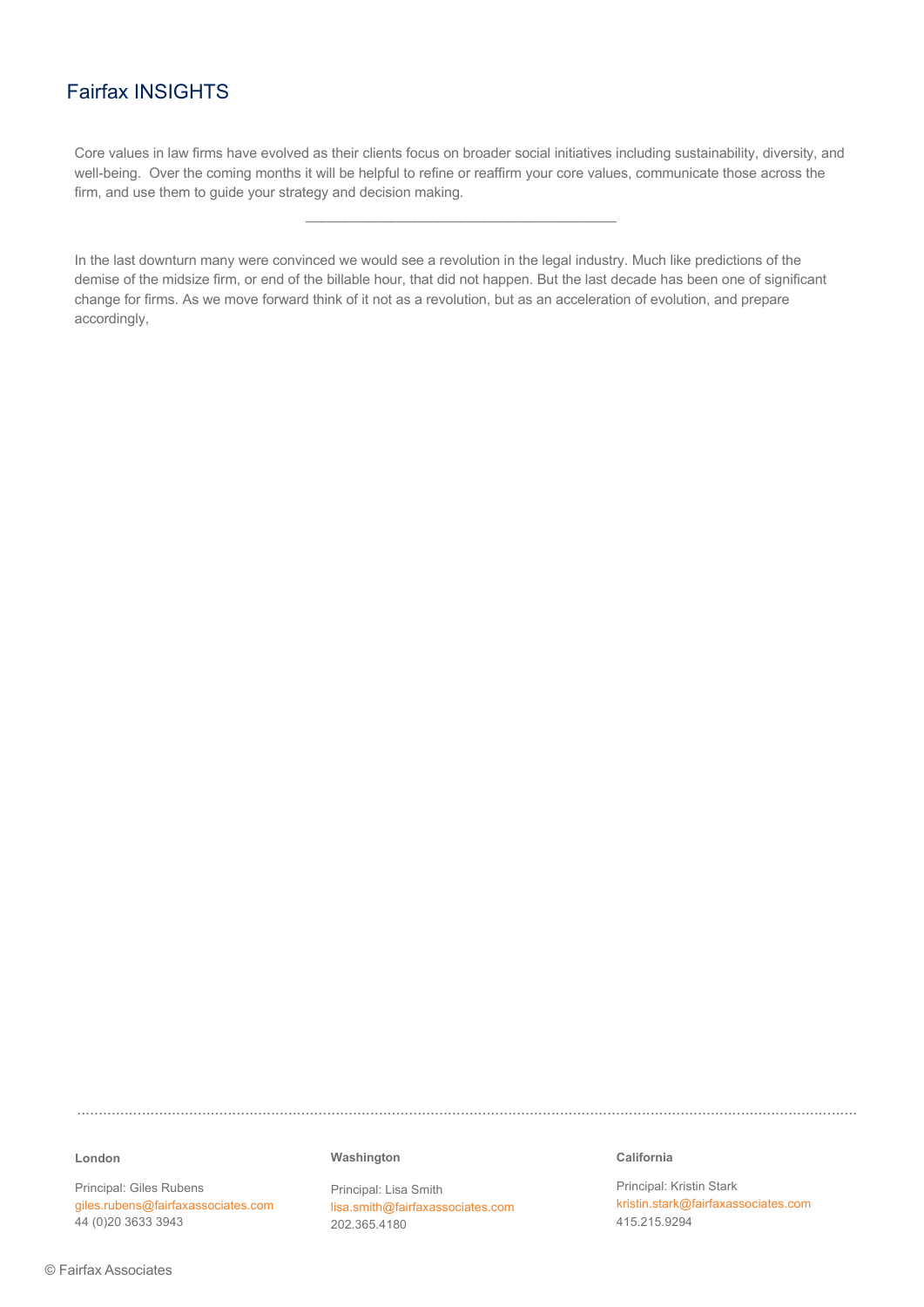## Fairfax INSIGHTS

Core values in law firms have evolved as their clients focus on broader social initiatives including sustainability, diversity, and well-being. Over the coming months it will be helpful to refine or reaffirm your core values, communicate those across the firm, and use them to guide your strategy and decision making.

---

In the last downturn many were convinced we would see a revolution in the legal industry. Much like predictions of the demise of the midsize firm, or end of the billable hour, that did not happen. But the last decade has been one of significant change for firms. As we move forward think of it not as a revolution, but as an acceleration of evolution, and prepare accordingly,

---

**London**

Principal: Giles Rubens
giles.rubens@fairfaxassociates.com
44 (0)20 3633 3943

**Washington**

Principal: Lisa Smith
lisa.smith@fairfaxassociates.com
202.365.4180

**California**

Principal: Kristin Stark
kristin.stark@fairfaxassociates.com
415.215.9294

© Fairfax Associates